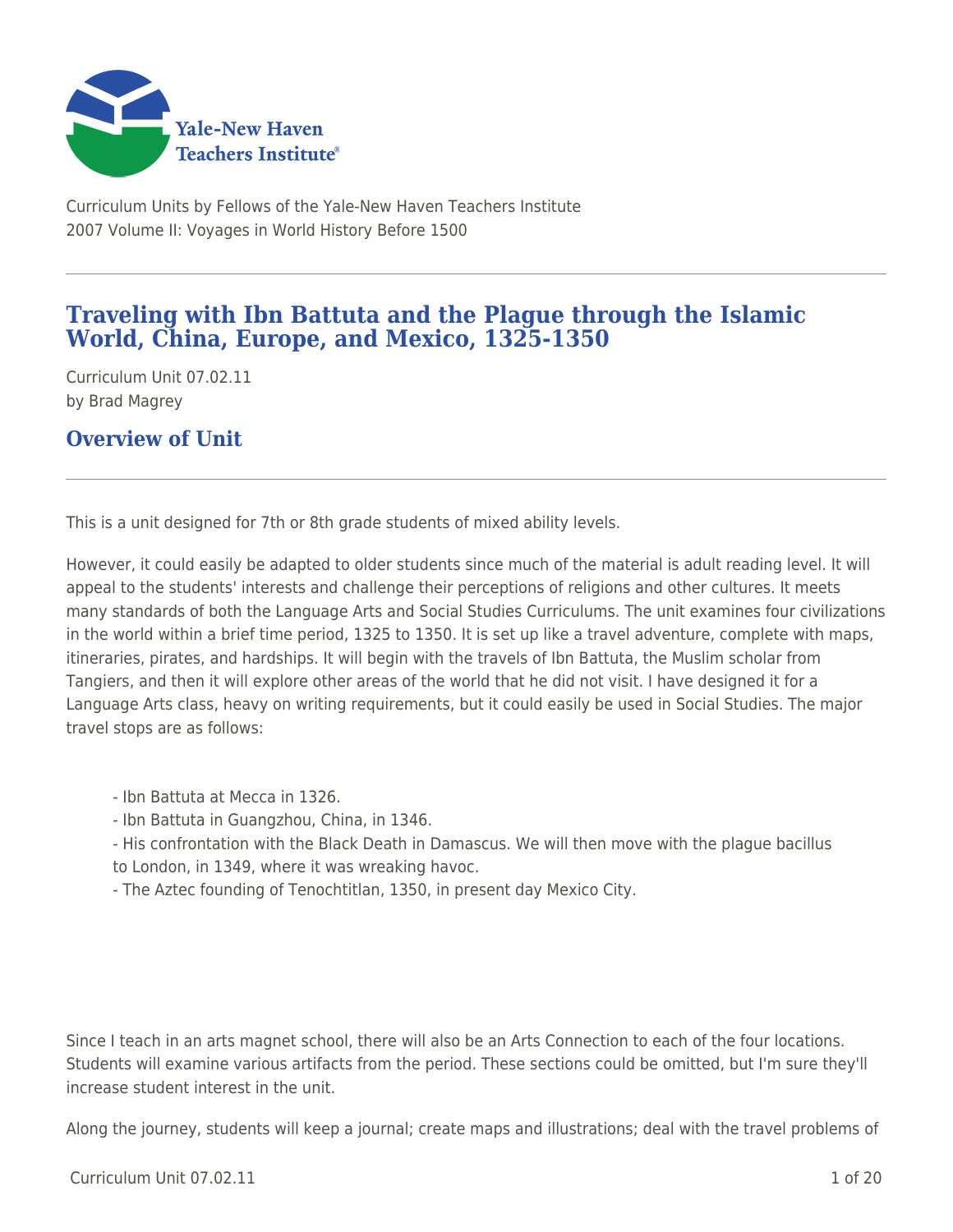Yale-New Haven Teachers Institute

Curriculum Units by Fellows of the Yale-New Haven Teachers Institute
2007 Volume II: Voyages in World History Before 1500

# Traveling with Ibn Battuta and the Plague through the Islamic World, China, Europe, and Mexico, 1325-1350

Curriculum Unit 07.02.11
by Brad Magrey

## Overview of Unit

This is a unit designed for 7th or 8th grade students of mixed ability levels.

However, it could easily be adapted to older students since much of the material is adult reading level. It will appeal to the students' interests and challenge their perceptions of religions and other cultures. It meets many standards of both the Language Arts and Social Studies Curriculums. The unit examines four civilizations in the world within a brief time period, 1325 to 1350. It is set up like a travel adventure, complete with maps, itineraries, pirates, and hardships. It will begin with the travels of Ibn Battuta, the Muslim scholar from Tangiers, and then it will explore other areas of the world that he did not visit. I have designed it for a Language Arts class, heavy on writing requirements, but it could easily be used in Social Studies. The major travel stops are as follows:

- Ibn Battuta at Mecca in 1326.
- Ibn Battuta in Guangzhou, China, in 1346.
- His confrontation with the Black Death in Damascus. We will then move with the plague bacillus to London, in 1349, where it was wreaking havoc.
- The Aztec founding of Tenochtitlan, 1350, in present day Mexico City.

Since I teach in an arts magnet school, there will also be an Arts Connection to each of the four locations. Students will examine various artifacts from the period. These sections could be omitted, but I'm sure they'll increase student interest in the unit.

Along the journey, students will keep a journal; create maps and illustrations; deal with the travel problems of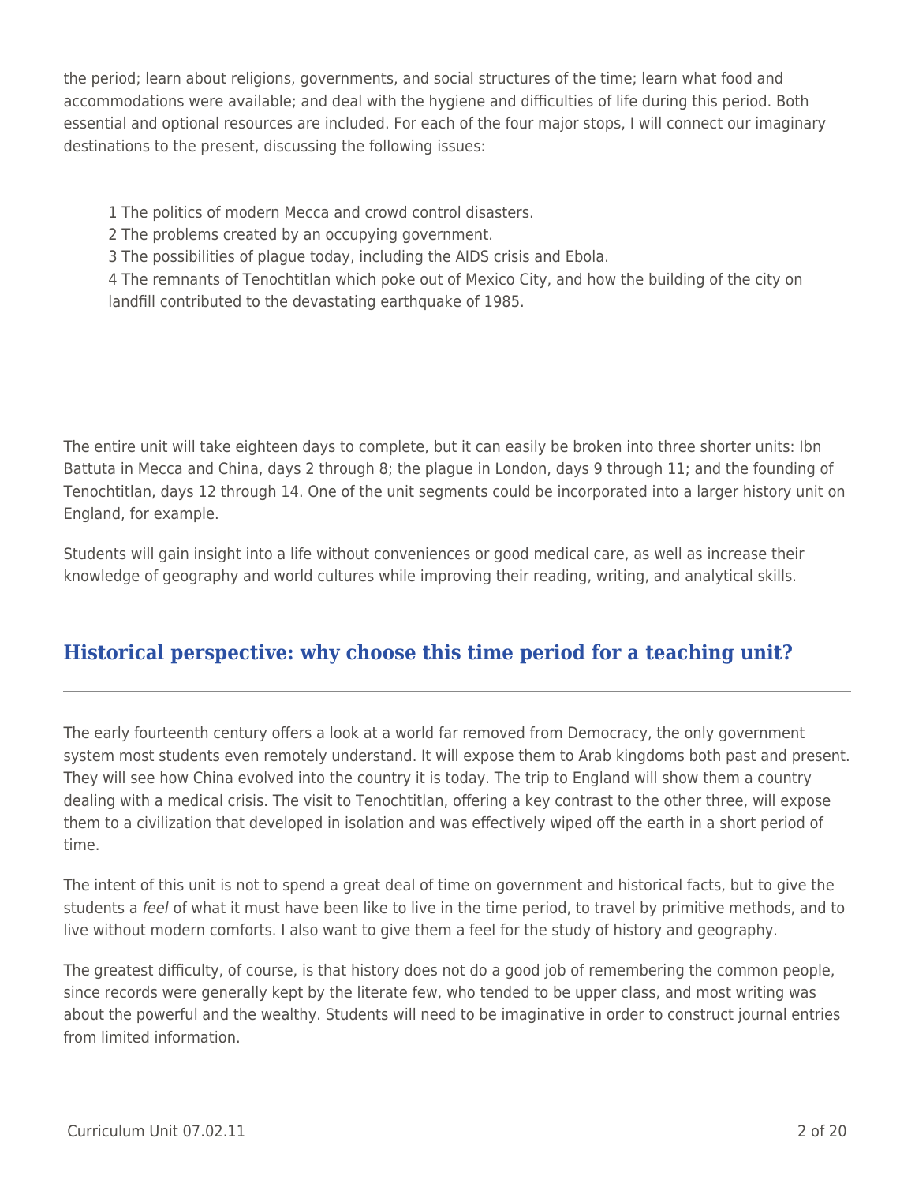the period; learn about religions, governments, and social structures of the time; learn what food and accommodations were available; and deal with the hygiene and difficulties of life during this period. Both essential and optional resources are included. For each of the four major stops, I will connect our imaginary destinations to the present, discussing the following issues:

1. The politics of modern Mecca and crowd control disasters.
2. The problems created by an occupying government.
3. The possibilities of plague today, including the AIDS crisis and Ebola.
4. The remnants of Tenochtitlan which poke out of Mexico City, and how the building of the city on landfill contributed to the devastating earthquake of 1985.

The entire unit will take eighteen days to complete, but it can easily be broken into three shorter units: Ibn Battuta in Mecca and China, days 2 through 8; the plague in London, days 9 through 11; and the founding of Tenochtitlan, days 12 through 14. One of the unit segments could be incorporated into a larger history unit on England, for example.

Students will gain insight into a life without conveniences or good medical care, as well as increase their knowledge of geography and world cultures while improving their reading, writing, and analytical skills.

## Historical perspective: why choose this time period for a teaching unit?

The early fourteenth century offers a look at a world far removed from Democracy, the only government system most students even remotely understand. It will expose them to Arab kingdoms both past and present. They will see how China evolved into the country it is today. The trip to England will show them a country dealing with a medical crisis. The visit to Tenochtitlan, offering a key contrast to the other three, will expose them to a civilization that developed in isolation and was effectively wiped off the earth in a short period of time.

The intent of this unit is not to spend a great deal of time on government and historical facts, but to give the students a *feel* of what it must have been like to live in the time period, to travel by primitive methods, and to live without modern comforts. I also want to give them a feel for the study of history and geography.

The greatest difficulty, of course, is that history does not do a good job of remembering the common people, since records were generally kept by the literate few, who tended to be upper class, and most writing was about the powerful and the wealthy. Students will need to be imaginative in order to construct journal entries from limited information.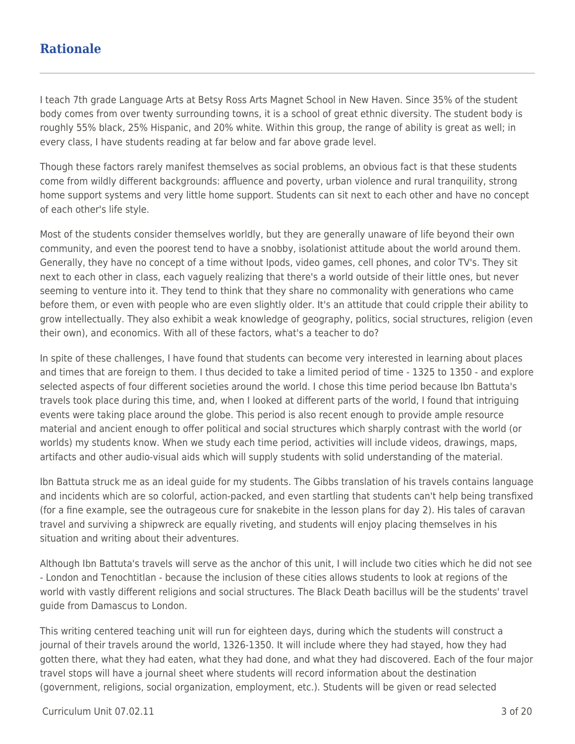## Rationale

I teach 7th grade Language Arts at Betsy Ross Arts Magnet School in New Haven. Since 35% of the student body comes from over twenty surrounding towns, it is a school of great ethnic diversity. The student body is roughly 55% black, 25% Hispanic, and 20% white. Within this group, the range of ability is great as well; in every class, I have students reading at far below and far above grade level.

Though these factors rarely manifest themselves as social problems, an obvious fact is that these students come from wildly different backgrounds: affluence and poverty, urban violence and rural tranquility, strong home support systems and very little home support. Students can sit next to each other and have no concept of each other's life style.

Most of the students consider themselves worldly, but they are generally unaware of life beyond their own community, and even the poorest tend to have a snobby, isolationist attitude about the world around them. Generally, they have no concept of a time without Ipods, video games, cell phones, and color TV's. They sit next to each other in class, each vaguely realizing that there's a world outside of their little ones, but never seeming to venture into it. They tend to think that they share no commonality with generations who came before them, or even with people who are even slightly older. It's an attitude that could cripple their ability to grow intellectually. They also exhibit a weak knowledge of geography, politics, social structures, religion (even their own), and economics. With all of these factors, what's a teacher to do?

In spite of these challenges, I have found that students can become very interested in learning about places and times that are foreign to them. I thus decided to take a limited period of time - 1325 to 1350 - and explore selected aspects of four different societies around the world. I chose this time period because Ibn Battuta's travels took place during this time, and, when I looked at different parts of the world, I found that intriguing events were taking place around the globe. This period is also recent enough to provide ample resource material and ancient enough to offer political and social structures which sharply contrast with the world (or worlds) my students know. When we study each time period, activities will include videos, drawings, maps, artifacts and other audio-visual aids which will supply students with solid understanding of the material.

Ibn Battuta struck me as an ideal guide for my students. The Gibbs translation of his travels contains language and incidents which are so colorful, action-packed, and even startling that students can't help being transfixed (for a fine example, see the outrageous cure for snakebite in the lesson plans for day 2). His tales of caravan travel and surviving a shipwreck are equally riveting, and students will enjoy placing themselves in his situation and writing about their adventures.

Although Ibn Battuta's travels will serve as the anchor of this unit, I will include two cities which he did not see - London and Tenochtitlan - because the inclusion of these cities allows students to look at regions of the world with vastly different religions and social structures. The Black Death bacillus will be the students' travel guide from Damascus to London.

This writing centered teaching unit will run for eighteen days, during which the students will construct a journal of their travels around the world, 1326-1350. It will include where they had stayed, how they had gotten there, what they had eaten, what they had done, and what they had discovered. Each of the four major travel stops will have a journal sheet where students will record information about the destination (government, religions, social organization, employment, etc.). Students will be given or read selected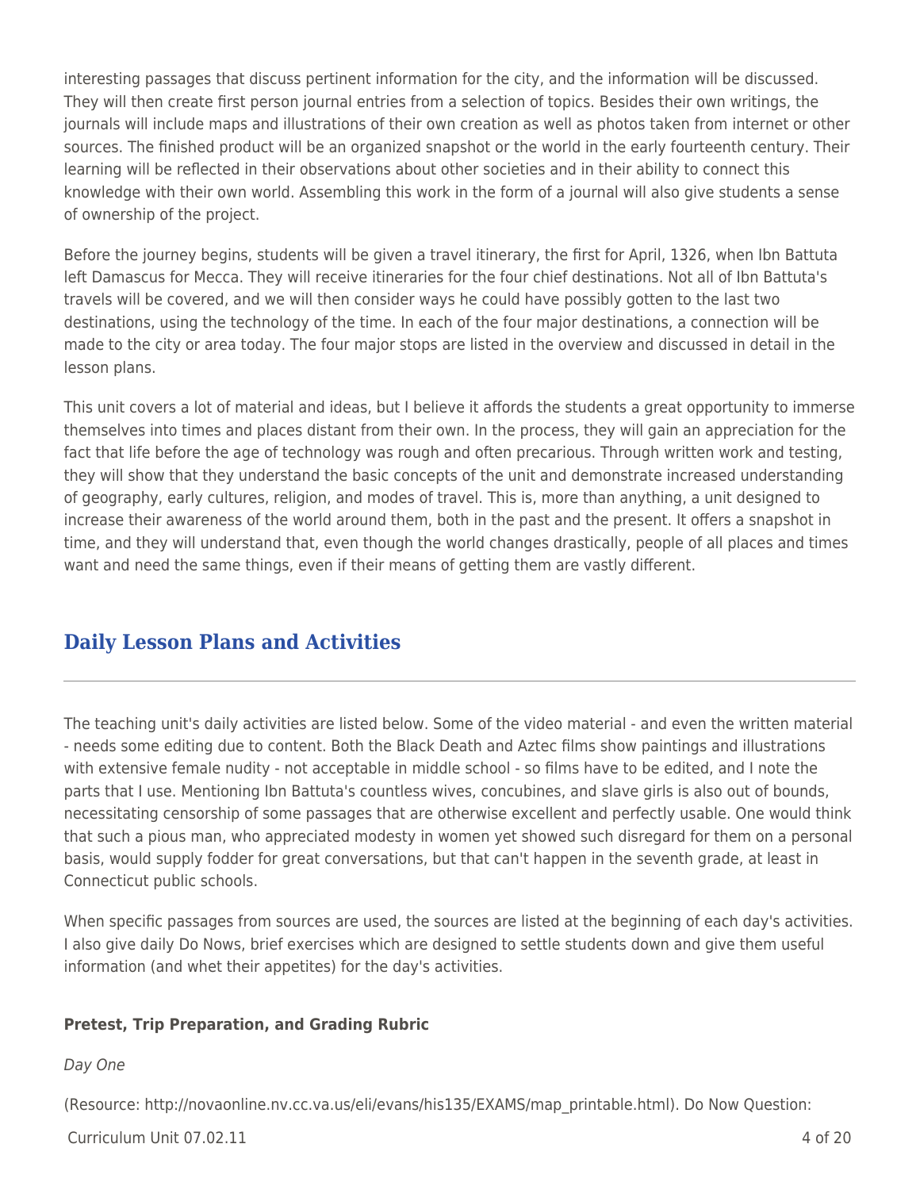interesting passages that discuss pertinent information for the city, and the information will be discussed. They will then create first person journal entries from a selection of topics. Besides their own writings, the journals will include maps and illustrations of their own creation as well as photos taken from internet or other sources. The finished product will be an organized snapshot or the world in the early fourteenth century. Their learning will be reflected in their observations about other societies and in their ability to connect this knowledge with their own world. Assembling this work in the form of a journal will also give students a sense of ownership of the project.

Before the journey begins, students will be given a travel itinerary, the first for April, 1326, when Ibn Battuta left Damascus for Mecca. They will receive itineraries for the four chief destinations. Not all of Ibn Battuta's travels will be covered, and we will then consider ways he could have possibly gotten to the last two destinations, using the technology of the time. In each of the four major destinations, a connection will be made to the city or area today. The four major stops are listed in the overview and discussed in detail in the lesson plans.

This unit covers a lot of material and ideas, but I believe it affords the students a great opportunity to immerse themselves into times and places distant from their own. In the process, they will gain an appreciation for the fact that life before the age of technology was rough and often precarious. Through written work and testing, they will show that they understand the basic concepts of the unit and demonstrate increased understanding of geography, early cultures, religion, and modes of travel. This is, more than anything, a unit designed to increase their awareness of the world around them, both in the past and the present. It offers a snapshot in time, and they will understand that, even though the world changes drastically, people of all places and times want and need the same things, even if their means of getting them are vastly different.

## Daily Lesson Plans and Activities

The teaching unit's daily activities are listed below. Some of the video material - and even the written material - needs some editing due to content. Both the Black Death and Aztec films show paintings and illustrations with extensive female nudity - not acceptable in middle school - so films have to be edited, and I note the parts that I use. Mentioning Ibn Battuta's countless wives, concubines, and slave girls is also out of bounds, necessitating censorship of some passages that are otherwise excellent and perfectly usable. One would think that such a pious man, who appreciated modesty in women yet showed such disregard for them on a personal basis, would supply fodder for great conversations, but that can't happen in the seventh grade, at least in Connecticut public schools.

When specific passages from sources are used, the sources are listed at the beginning of each day's activities. I also give daily Do Nows, brief exercises which are designed to settle students down and give them useful information (and whet their appetites) for the day's activities.

**Pretest, Trip Preparation, and Grading Rubric**

*Day One*

(Resource: http://novaonline.nv.cc.va.us/eli/evans/his135/EXAMS/map_printable.html). Do Now Question: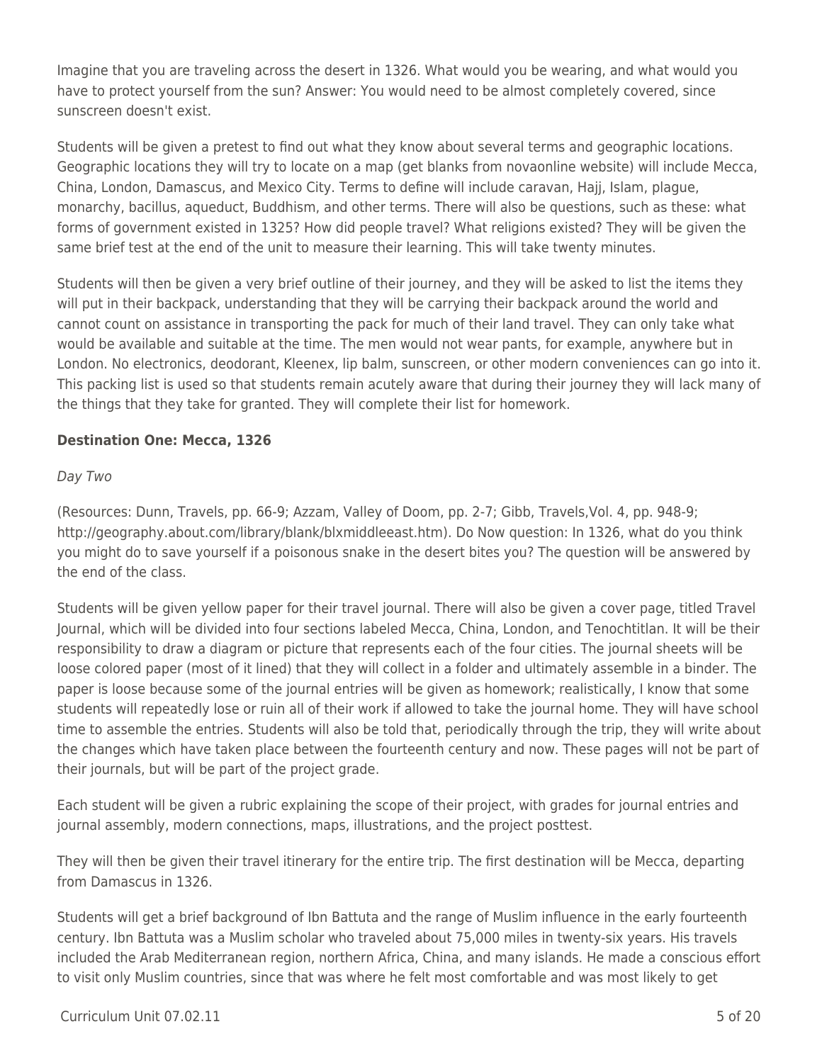Imagine that you are traveling across the desert in 1326. What would you be wearing, and what would you have to protect yourself from the sun? Answer: You would need to be almost completely covered, since sunscreen doesn't exist.

Students will be given a pretest to find out what they know about several terms and geographic locations. Geographic locations they will try to locate on a map (get blanks from novaonline website) will include Mecca, China, London, Damascus, and Mexico City. Terms to define will include caravan, Hajj, Islam, plague, monarchy, bacillus, aqueduct, Buddhism, and other terms. There will also be questions, such as these: what forms of government existed in 1325? How did people travel? What religions existed? They will be given the same brief test at the end of the unit to measure their learning. This will take twenty minutes.

Students will then be given a very brief outline of their journey, and they will be asked to list the items they will put in their backpack, understanding that they will be carrying their backpack around the world and cannot count on assistance in transporting the pack for much of their land travel. They can only take what would be available and suitable at the time. The men would not wear pants, for example, anywhere but in London. No electronics, deodorant, Kleenex, lip balm, sunscreen, or other modern conveniences can go into it. This packing list is used so that students remain acutely aware that during their journey they will lack many of the things that they take for granted. They will complete their list for homework.

**Destination One: Mecca, 1326**

*Day Two*

(Resources: Dunn, Travels, pp. 66-9; Azzam, Valley of Doom, pp. 2-7; Gibb, Travels,Vol. 4, pp. 948-9; http://geography.about.com/library/blank/blxmiddleeast.htm). Do Now question: In 1326, what do you think you might do to save yourself if a poisonous snake in the desert bites you? The question will be answered by the end of the class.

Students will be given yellow paper for their travel journal. There will also be given a cover page, titled Travel Journal, which will be divided into four sections labeled Mecca, China, London, and Tenochtitlan. It will be their responsibility to draw a diagram or picture that represents each of the four cities. The journal sheets will be loose colored paper (most of it lined) that they will collect in a folder and ultimately assemble in a binder. The paper is loose because some of the journal entries will be given as homework; realistically, I know that some students will repeatedly lose or ruin all of their work if allowed to take the journal home. They will have school time to assemble the entries. Students will also be told that, periodically through the trip, they will write about the changes which have taken place between the fourteenth century and now. These pages will not be part of their journals, but will be part of the project grade.

Each student will be given a rubric explaining the scope of their project, with grades for journal entries and journal assembly, modern connections, maps, illustrations, and the project posttest.

They will then be given their travel itinerary for the entire trip. The first destination will be Mecca, departing from Damascus in 1326.

Students will get a brief background of Ibn Battuta and the range of Muslim influence in the early fourteenth century. Ibn Battuta was a Muslim scholar who traveled about 75,000 miles in twenty-six years. His travels included the Arab Mediterranean region, northern Africa, China, and many islands. He made a conscious effort to visit only Muslim countries, since that was where he felt most comfortable and was most likely to get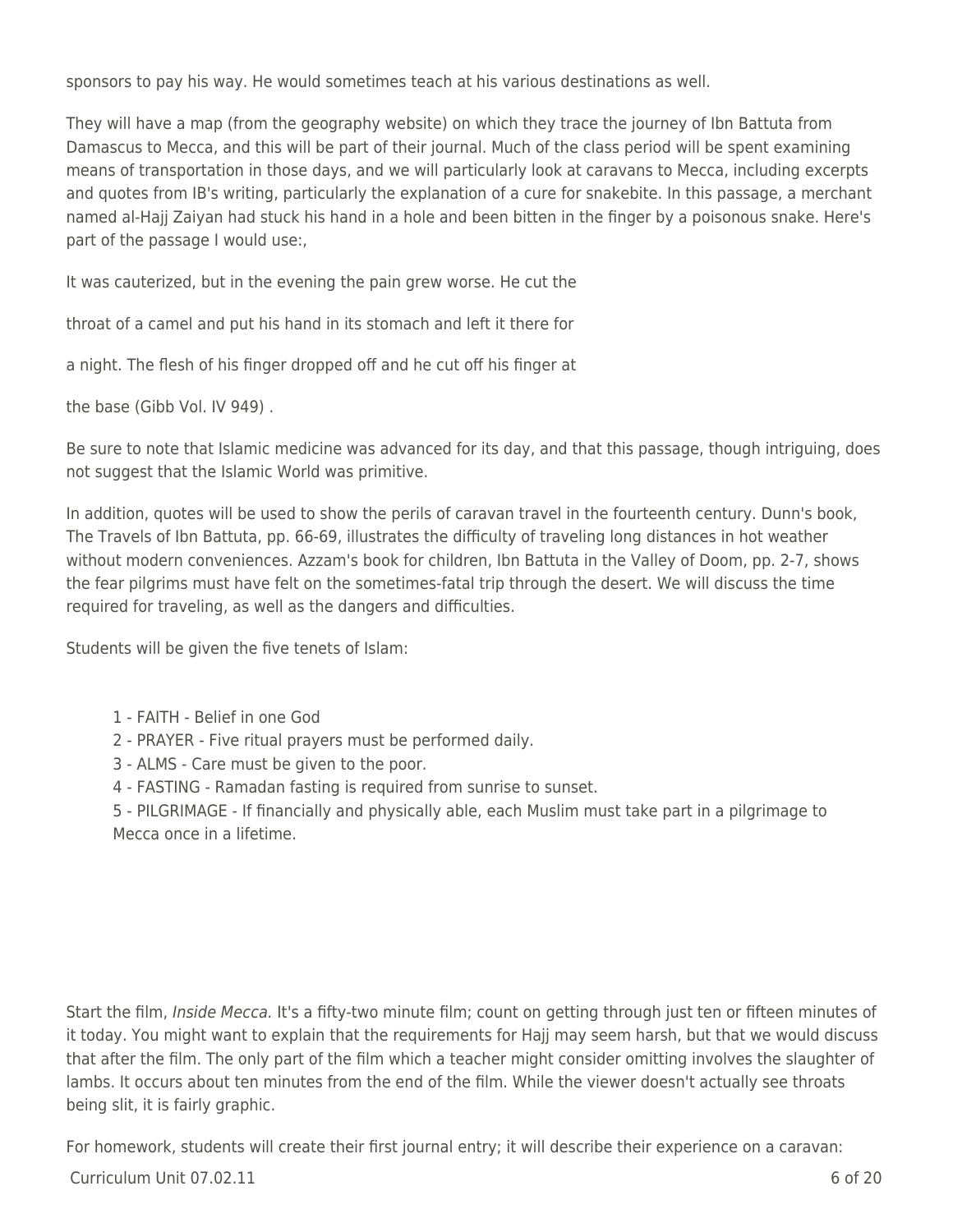sponsors to pay his way. He would sometimes teach at his various destinations as well.

They will have a map (from the geography website) on which they trace the journey of Ibn Battuta from Damascus to Mecca, and this will be part of their journal. Much of the class period will be spent examining means of transportation in those days, and we will particularly look at caravans to Mecca, including excerpts and quotes from IB's writing, particularly the explanation of a cure for snakebite. In this passage, a merchant named al-Hajj Zaiyan had stuck his hand in a hole and been bitten in the finger by a poisonous snake. Here's part of the passage I would use:,

It was cauterized, but in the evening the pain grew worse. He cut the

throat of a camel and put his hand in its stomach and left it there for

a night. The flesh of his finger dropped off and he cut off his finger at

the base (Gibb Vol. IV 949) .

Be sure to note that Islamic medicine was advanced for its day, and that this passage, though intriguing, does not suggest that the Islamic World was primitive.

In addition, quotes will be used to show the perils of caravan travel in the fourteenth century. Dunn's book, The Travels of Ibn Battuta, pp. 66-69, illustrates the difficulty of traveling long distances in hot weather without modern conveniences. Azzam's book for children, Ibn Battuta in the Valley of Doom, pp. 2-7, shows the fear pilgrims must have felt on the sometimes-fatal trip through the desert. We will discuss the time required for traveling, as well as the dangers and difficulties.

Students will be given the five tenets of Islam:

1 - FAITH - Belief in one God
2 - PRAYER - Five ritual prayers must be performed daily.
3 - ALMS - Care must be given to the poor.
4 - FASTING - Ramadan fasting is required from sunrise to sunset.
5 - PILGRIMAGE - If financially and physically able, each Muslim must take part in a pilgrimage to Mecca once in a lifetime.

Start the film, *Inside Mecca.* It's a fifty-two minute film; count on getting through just ten or fifteen minutes of it today. You might want to explain that the requirements for Hajj may seem harsh, but that we would discuss that after the film. The only part of the film which a teacher might consider omitting involves the slaughter of lambs. It occurs about ten minutes from the end of the film. While the viewer doesn't actually see throats being slit, it is fairly graphic.

For homework, students will create their first journal entry; it will describe their experience on a caravan: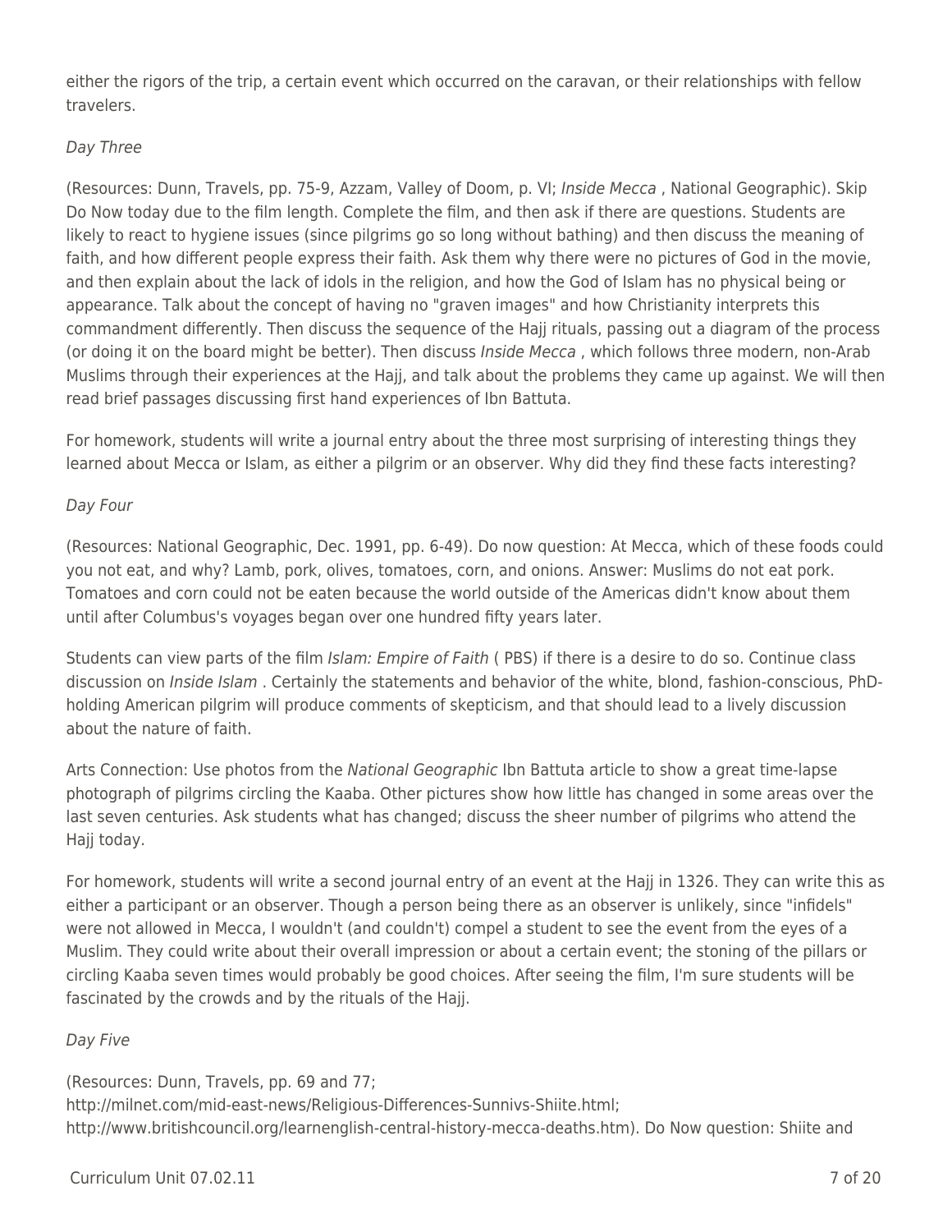either the rigors of the trip, a certain event which occurred on the caravan, or their relationships with fellow travelers.

*Day Three*

(Resources: Dunn, Travels, pp. 75-9, Azzam, Valley of Doom, p. VI; *Inside Mecca* , National Geographic). Skip Do Now today due to the film length. Complete the film, and then ask if there are questions. Students are likely to react to hygiene issues (since pilgrims go so long without bathing) and then discuss the meaning of faith, and how different people express their faith. Ask them why there were no pictures of God in the movie, and then explain about the lack of idols in the religion, and how the God of Islam has no physical being or appearance. Talk about the concept of having no "graven images" and how Christianity interprets this commandment differently. Then discuss the sequence of the Hajj rituals, passing out a diagram of the process (or doing it on the board might be better). Then discuss *Inside Mecca* , which follows three modern, non-Arab Muslims through their experiences at the Hajj, and talk about the problems they came up against. We will then read brief passages discussing first hand experiences of Ibn Battuta.

For homework, students will write a journal entry about the three most surprising of interesting things they learned about Mecca or Islam, as either a pilgrim or an observer. Why did they find these facts interesting?

*Day Four*

(Resources: National Geographic, Dec. 1991, pp. 6-49). Do now question: At Mecca, which of these foods could you not eat, and why? Lamb, pork, olives, tomatoes, corn, and onions. Answer: Muslims do not eat pork. Tomatoes and corn could not be eaten because the world outside of the Americas didn't know about them until after Columbus's voyages began over one hundred fifty years later.

Students can view parts of the film *Islam: Empire of Faith* ( PBS) if there is a desire to do so. Continue class discussion on *Inside Islam* . Certainly the statements and behavior of the white, blond, fashion-conscious, PhD-holding American pilgrim will produce comments of skepticism, and that should lead to a lively discussion about the nature of faith.

Arts Connection: Use photos from the *National Geographic* Ibn Battuta article to show a great time-lapse photograph of pilgrims circling the Kaaba. Other pictures show how little has changed in some areas over the last seven centuries. Ask students what has changed; discuss the sheer number of pilgrims who attend the Hajj today.

For homework, students will write a second journal entry of an event at the Hajj in 1326. They can write this as either a participant or an observer. Though a person being there as an observer is unlikely, since "infidels" were not allowed in Mecca, I wouldn't (and couldn't) compel a student to see the event from the eyes of a Muslim. They could write about their overall impression or about a certain event; the stoning of the pillars or circling Kaaba seven times would probably be good choices. After seeing the film, I'm sure students will be fascinated by the crowds and by the rituals of the Hajj.

*Day Five*

(Resources: Dunn, Travels, pp. 69 and 77; http://milnet.com/mid-east-news/Religious-Differences-Sunnivs-Shiite.html; http://www.britishcouncil.org/learnenglish-central-history-mecca-deaths.htm). Do Now question: Shiite and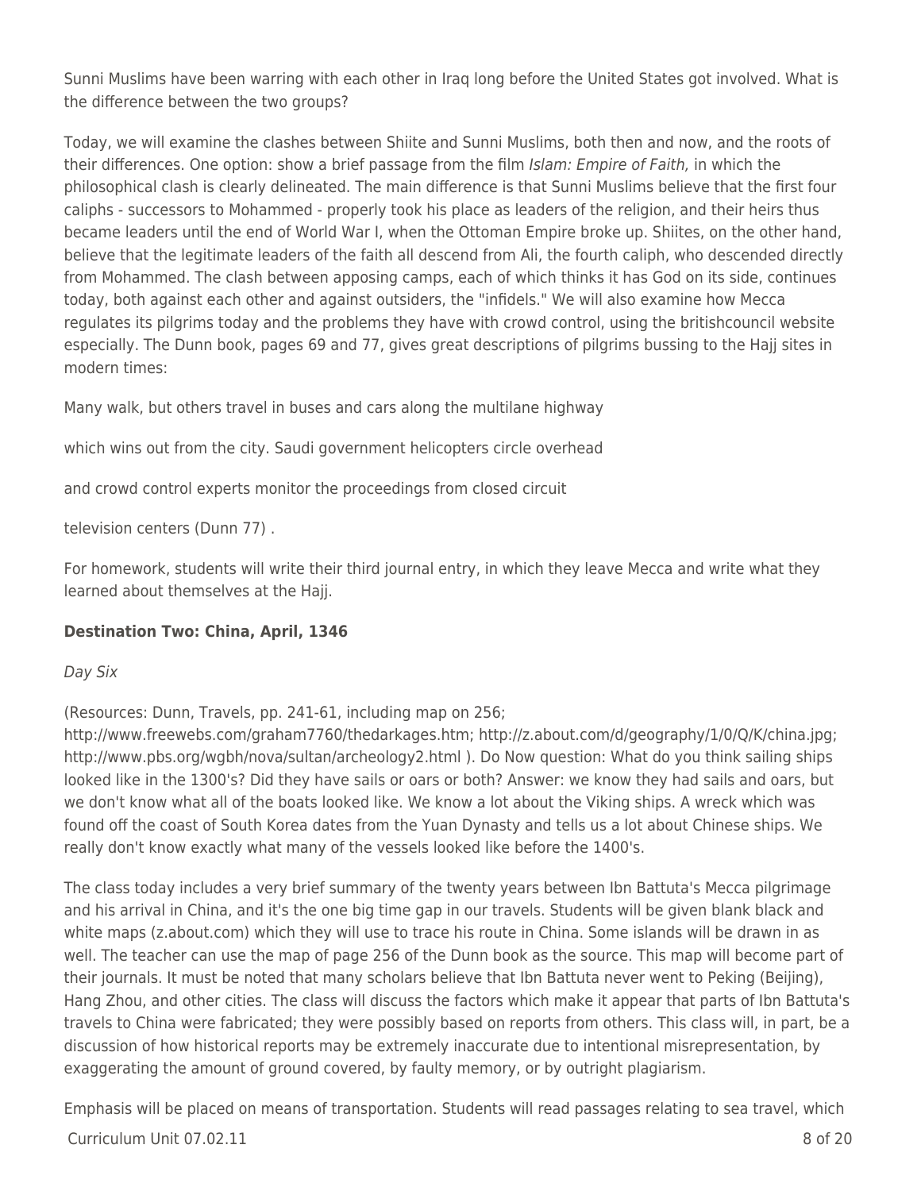Sunni Muslims have been warring with each other in Iraq long before the United States got involved. What is the difference between the two groups?

Today, we will examine the clashes between Shiite and Sunni Muslims, both then and now, and the roots of their differences. One option: show a brief passage from the film *Islam: Empire of Faith,* in which the philosophical clash is clearly delineated. The main difference is that Sunni Muslims believe that the first four caliphs - successors to Mohammed - properly took his place as leaders of the religion, and their heirs thus became leaders until the end of World War I, when the Ottoman Empire broke up. Shiites, on the other hand, believe that the legitimate leaders of the faith all descend from Ali, the fourth caliph, who descended directly from Mohammed. The clash between apposing camps, each of which thinks it has God on its side, continues today, both against each other and against outsiders, the "infidels." We will also examine how Mecca regulates its pilgrims today and the problems they have with crowd control, using the britishcouncil website especially. The Dunn book, pages 69 and 77, gives great descriptions of pilgrims bussing to the Hajj sites in modern times:

Many walk, but others travel in buses and cars along the multilane highway

which wins out from the city. Saudi government helicopters circle overhead

and crowd control experts monitor the proceedings from closed circuit

television centers (Dunn 77) .

For homework, students will write their third journal entry, in which they leave Mecca and write what they learned about themselves at the Hajj.

**Destination Two: China, April, 1346**

*Day Six*

(Resources: Dunn, Travels, pp. 241-61, including map on 256; http://www.freewebs.com/graham7760/thedarkages.htm; http://z.about.com/d/geography/1/0/Q/K/china.jpg; http://www.pbs.org/wgbh/nova/sultan/archeology2.html ). Do Now question: What do you think sailing ships looked like in the 1300's? Did they have sails or oars or both? Answer: we know they had sails and oars, but we don't know what all of the boats looked like. We know a lot about the Viking ships. A wreck which was found off the coast of South Korea dates from the Yuan Dynasty and tells us a lot about Chinese ships. We really don't know exactly what many of the vessels looked like before the 1400's.

The class today includes a very brief summary of the twenty years between Ibn Battuta's Mecca pilgrimage and his arrival in China, and it's the one big time gap in our travels. Students will be given blank black and white maps (z.about.com) which they will use to trace his route in China. Some islands will be drawn in as well. The teacher can use the map of page 256 of the Dunn book as the source. This map will become part of their journals. It must be noted that many scholars believe that Ibn Battuta never went to Peking (Beijing), Hang Zhou, and other cities. The class will discuss the factors which make it appear that parts of Ibn Battuta's travels to China were fabricated; they were possibly based on reports from others. This class will, in part, be a discussion of how historical reports may be extremely inaccurate due to intentional misrepresentation, by exaggerating the amount of ground covered, by faulty memory, or by outright plagiarism.

Emphasis will be placed on means of transportation. Students will read passages relating to sea travel, which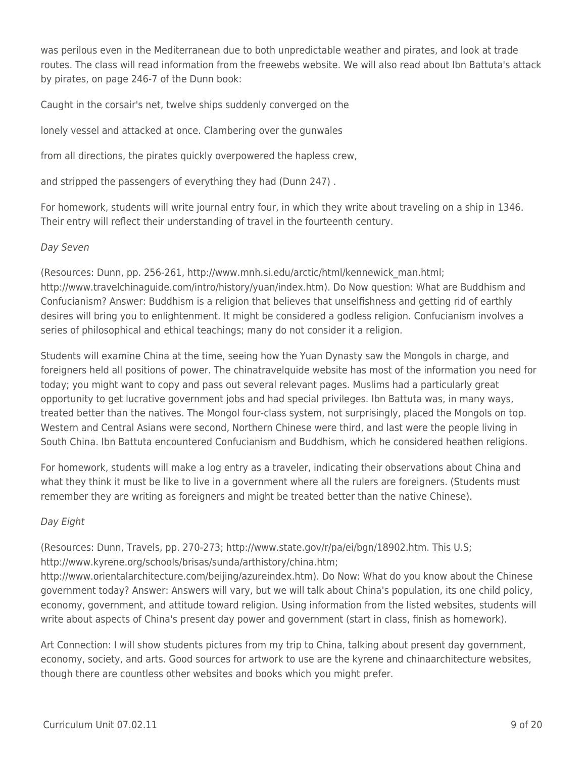was perilous even in the Mediterranean due to both unpredictable weather and pirates, and look at trade routes. The class will read information from the freewebs website. We will also read about Ibn Battuta's attack by pirates, on page 246-7 of the Dunn book:

Caught in the corsair's net, twelve ships suddenly converged on the

lonely vessel and attacked at once. Clambering over the gunwales

from all directions, the pirates quickly overpowered the hapless crew,

and stripped the passengers of everything they had (Dunn 247) .

For homework, students will write journal entry four, in which they write about traveling on a ship in 1346. Their entry will reflect their understanding of travel in the fourteenth century.

*Day Seven*

(Resources: Dunn, pp. 256-261, http://www.mnh.si.edu/arctic/html/kennewick_man.html; http://www.travelchinaguide.com/intro/history/yuan/index.htm). Do Now question: What are Buddhism and Confucianism? Answer: Buddhism is a religion that believes that unselfishness and getting rid of earthly desires will bring you to enlightenment. It might be considered a godless religion. Confucianism involves a series of philosophical and ethical teachings; many do not consider it a religion.

Students will examine China at the time, seeing how the Yuan Dynasty saw the Mongols in charge, and foreigners held all positions of power. The chinatravelquide website has most of the information you need for today; you might want to copy and pass out several relevant pages. Muslims had a particularly great opportunity to get lucrative government jobs and had special privileges. Ibn Battuta was, in many ways, treated better than the natives. The Mongol four-class system, not surprisingly, placed the Mongols on top. Western and Central Asians were second, Northern Chinese were third, and last were the people living in South China. Ibn Battuta encountered Confucianism and Buddhism, which he considered heathen religions.

For homework, students will make a log entry as a traveler, indicating their observations about China and what they think it must be like to live in a government where all the rulers are foreigners. (Students must remember they are writing as foreigners and might be treated better than the native Chinese).

*Day Eight*

(Resources: Dunn, Travels, pp. 270-273; http://www.state.gov/r/pa/ei/bgn/18902.htm. This U.S; http://www.kyrene.org/schools/brisas/sunda/arthistory/china.htm; http://www.orientalarchitecture.com/beijing/azureindex.htm). Do Now: What do you know about the Chinese government today? Answer: Answers will vary, but we will talk about China's population, its one child policy, economy, government, and attitude toward religion. Using information from the listed websites, students will write about aspects of China's present day power and government (start in class, finish as homework).

Art Connection: I will show students pictures from my trip to China, talking about present day government, economy, society, and arts. Good sources for artwork to use are the kyrene and chinaarchitecture websites, though there are countless other websites and books which you might prefer.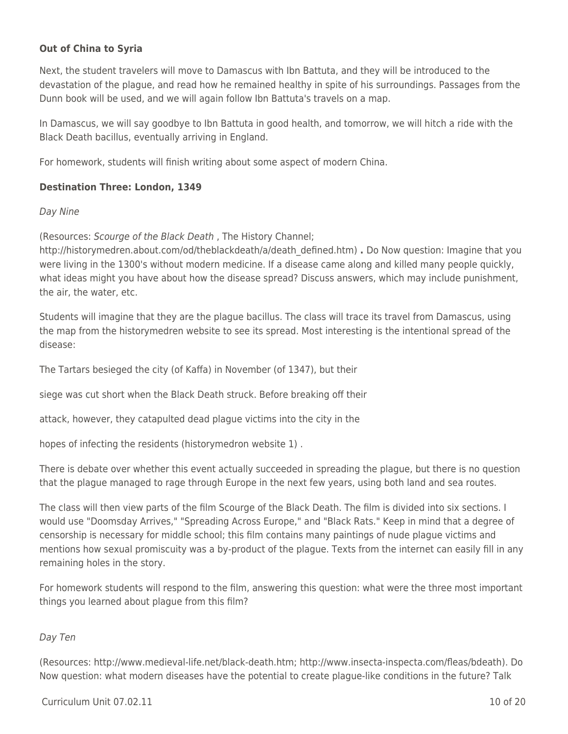**Out of China to Syria**

Next, the student travelers will move to Damascus with Ibn Battuta, and they will be introduced to the devastation of the plague, and read how he remained healthy in spite of his surroundings. Passages from the Dunn book will be used, and we will again follow Ibn Battuta's travels on a map.

In Damascus, we will say goodbye to Ibn Battuta in good health, and tomorrow, we will hitch a ride with the Black Death bacillus, eventually arriving in England.

For homework, students will finish writing about some aspect of modern China.

**Destination Three: London, 1349**

*Day Nine*

(Resources: *Scourge of the Black Death* , The History Channel; http://historymedren.about.com/od/theblackdeath/a/death_defined.htm) **.** Do Now question: Imagine that you were living in the 1300's without modern medicine. If a disease came along and killed many people quickly, what ideas might you have about how the disease spread? Discuss answers, which may include punishment, the air, the water, etc.

Students will imagine that they are the plague bacillus. The class will trace its travel from Damascus, using the map from the historymedren website to see its spread. Most interesting is the intentional spread of the disease:

The Tartars besieged the city (of Kaffa) in November (of 1347), but their

siege was cut short when the Black Death struck. Before breaking off their

attack, however, they catapulted dead plague victims into the city in the

hopes of infecting the residents (historymedron website 1) .

There is debate over whether this event actually succeeded in spreading the plague, but there is no question that the plague managed to rage through Europe in the next few years, using both land and sea routes.

The class will then view parts of the film Scourge of the Black Death. The film is divided into six sections. I would use "Doomsday Arrives," "Spreading Across Europe," and "Black Rats." Keep in mind that a degree of censorship is necessary for middle school; this film contains many paintings of nude plague victims and mentions how sexual promiscuity was a by-product of the plague. Texts from the internet can easily fill in any remaining holes in the story.

For homework students will respond to the film, answering this question: what were the three most important things you learned about plague from this film?

*Day Ten*

(Resources: http://www.medieval-life.net/black-death.htm; http://www.insecta-inspecta.com/fleas/bdeath). Do Now question: what modern diseases have the potential to create plague-like conditions in the future? Talk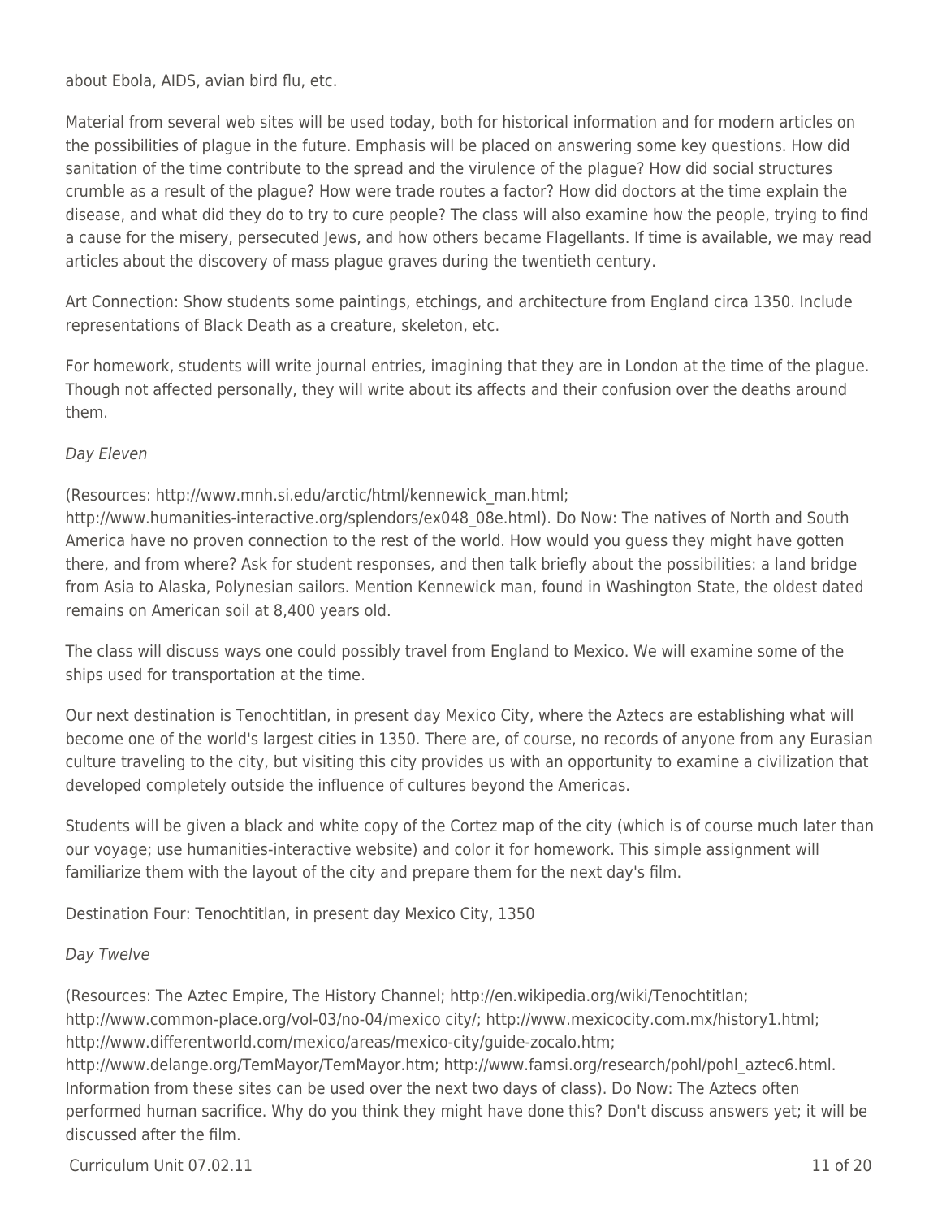about Ebola, AIDS, avian bird flu, etc.

Material from several web sites will be used today, both for historical information and for modern articles on the possibilities of plague in the future. Emphasis will be placed on answering some key questions. How did sanitation of the time contribute to the spread and the virulence of the plague? How did social structures crumble as a result of the plague? How were trade routes a factor? How did doctors at the time explain the disease, and what did they do to try to cure people? The class will also examine how the people, trying to find a cause for the misery, persecuted Jews, and how others became Flagellants. If time is available, we may read articles about the discovery of mass plague graves during the twentieth century.

Art Connection: Show students some paintings, etchings, and architecture from England circa 1350. Include representations of Black Death as a creature, skeleton, etc.

For homework, students will write journal entries, imagining that they are in London at the time of the plague. Though not affected personally, they will write about its affects and their confusion over the deaths around them.

*Day Eleven*

(Resources: http://www.mnh.si.edu/arctic/html/kennewick_man.html; http://www.humanities-interactive.org/splendors/ex048_08e.html). Do Now: The natives of North and South America have no proven connection to the rest of the world. How would you guess they might have gotten there, and from where? Ask for student responses, and then talk briefly about the possibilities: a land bridge from Asia to Alaska, Polynesian sailors. Mention Kennewick man, found in Washington State, the oldest dated remains on American soil at 8,400 years old.

The class will discuss ways one could possibly travel from England to Mexico. We will examine some of the ships used for transportation at the time.

Our next destination is Tenochtitlan, in present day Mexico City, where the Aztecs are establishing what will become one of the world's largest cities in 1350. There are, of course, no records of anyone from any Eurasian culture traveling to the city, but visiting this city provides us with an opportunity to examine a civilization that developed completely outside the influence of cultures beyond the Americas.

Students will be given a black and white copy of the Cortez map of the city (which is of course much later than our voyage; use humanities-interactive website) and color it for homework. This simple assignment will familiarize them with the layout of the city and prepare them for the next day's film.

Destination Four: Tenochtitlan, in present day Mexico City, 1350

*Day Twelve*

(Resources: The Aztec Empire, The History Channel; http://en.wikipedia.org/wiki/Tenochtitlan; http://www.common-place.org/vol-03/no-04/mexico city/; http://www.mexicocity.com.mx/history1.html; http://www.differentworld.com/mexico/areas/mexico-city/guide-zocalo.htm; http://www.delange.org/TemMayor/TemMayor.htm; http://www.famsi.org/research/pohl/pohl_aztec6.html. Information from these sites can be used over the next two days of class). Do Now: The Aztecs often performed human sacrifice. Why do you think they might have done this? Don't discuss answers yet; it will be discussed after the film.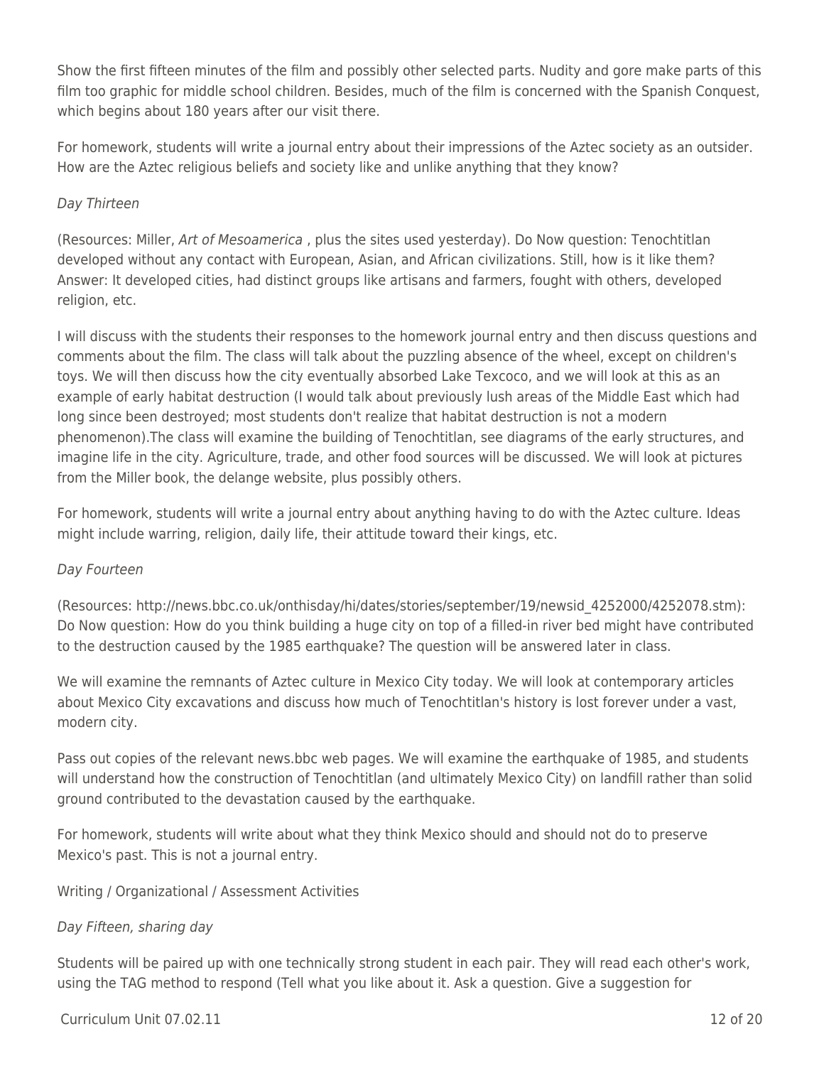Show the first fifteen minutes of the film and possibly other selected parts. Nudity and gore make parts of this film too graphic for middle school children. Besides, much of the film is concerned with the Spanish Conquest, which begins about 180 years after our visit there.

For homework, students will write a journal entry about their impressions of the Aztec society as an outsider. How are the Aztec religious beliefs and society like and unlike anything that they know?

*Day Thirteen*

(Resources: Miller, *Art of Mesoamerica* , plus the sites used yesterday). Do Now question: Tenochtitlan developed without any contact with European, Asian, and African civilizations. Still, how is it like them? Answer: It developed cities, had distinct groups like artisans and farmers, fought with others, developed religion, etc.

I will discuss with the students their responses to the homework journal entry and then discuss questions and comments about the film. The class will talk about the puzzling absence of the wheel, except on children's toys. We will then discuss how the city eventually absorbed Lake Texcoco, and we will look at this as an example of early habitat destruction (I would talk about previously lush areas of the Middle East which had long since been destroyed; most students don't realize that habitat destruction is not a modern phenomenon).The class will examine the building of Tenochtitlan, see diagrams of the early structures, and imagine life in the city. Agriculture, trade, and other food sources will be discussed. We will look at pictures from the Miller book, the delange website, plus possibly others.

For homework, students will write a journal entry about anything having to do with the Aztec culture. Ideas might include warring, religion, daily life, their attitude toward their kings, etc.

*Day Fourteen*

(Resources: http://news.bbc.co.uk/onthisday/hi/dates/stories/september/19/newsid_4252000/4252078.stm): Do Now question: How do you think building a huge city on top of a filled-in river bed might have contributed to the destruction caused by the 1985 earthquake? The question will be answered later in class.

We will examine the remnants of Aztec culture in Mexico City today. We will look at contemporary articles about Mexico City excavations and discuss how much of Tenochtitlan's history is lost forever under a vast, modern city.

Pass out copies of the relevant news.bbc web pages. We will examine the earthquake of 1985, and students will understand how the construction of Tenochtitlan (and ultimately Mexico City) on landfill rather than solid ground contributed to the devastation caused by the earthquake.

For homework, students will write about what they think Mexico should and should not do to preserve Mexico's past. This is not a journal entry.

Writing / Organizational / Assessment Activities

*Day Fifteen, sharing day*

Students will be paired up with one technically strong student in each pair. They will read each other's work, using the TAG method to respond (Tell what you like about it. Ask a question. Give a suggestion for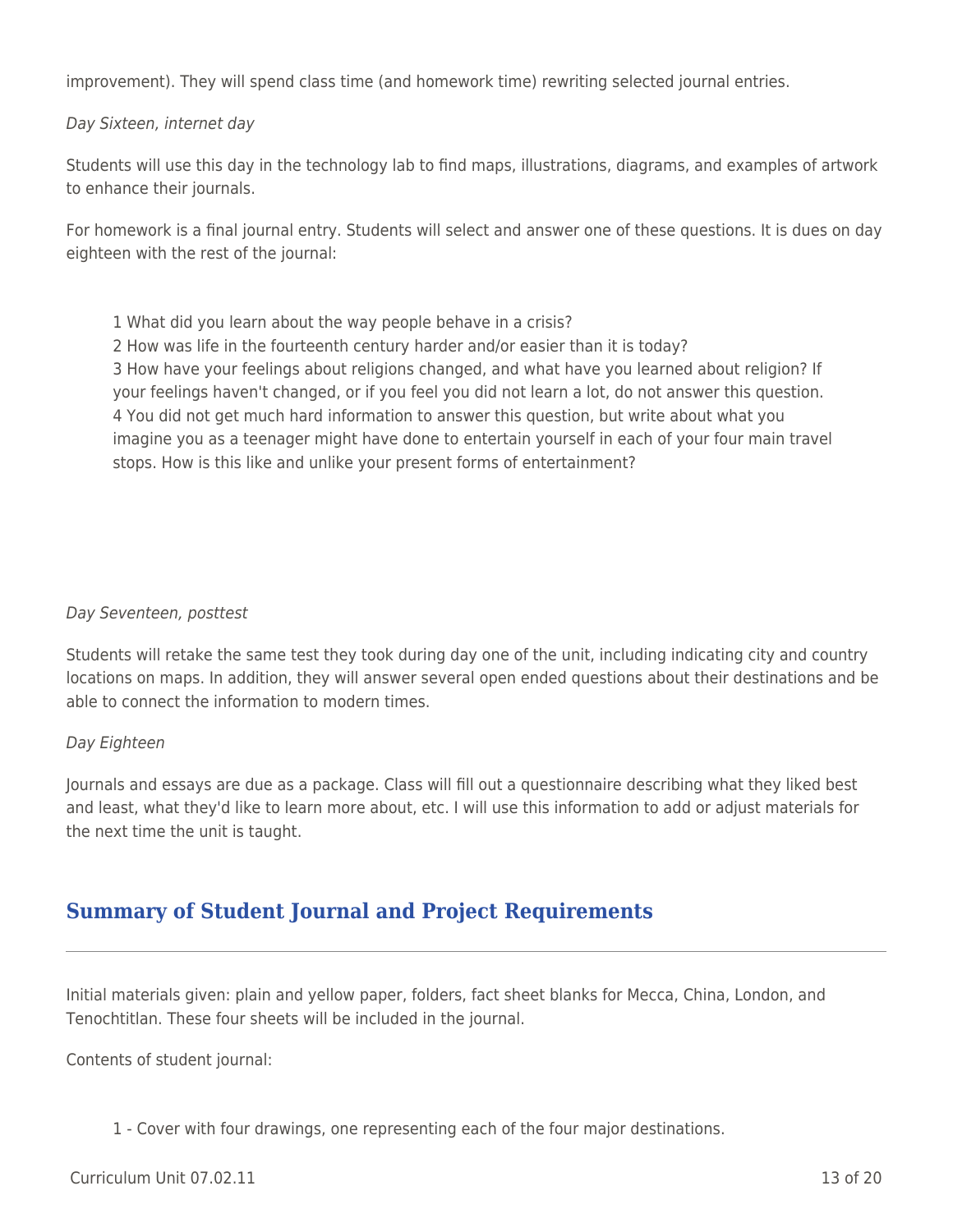improvement). They will spend class time (and homework time) rewriting selected journal entries.

*Day Sixteen, internet day*

Students will use this day in the technology lab to find maps, illustrations, diagrams, and examples of artwork to enhance their journals.

For homework is a final journal entry. Students will select and answer one of these questions. It is dues on day eighteen with the rest of the journal:

1 What did you learn about the way people behave in a crisis?
2 How was life in the fourteenth century harder and/or easier than it is today?
3 How have your feelings about religions changed, and what have you learned about religion? If your feelings haven't changed, or if you feel you did not learn a lot, do not answer this question.
4 You did not get much hard information to answer this question, but write about what you imagine you as a teenager might have done to entertain yourself in each of your four main travel stops. How is this like and unlike your present forms of entertainment?

*Day Seventeen, posttest*

Students will retake the same test they took during day one of the unit, including indicating city and country locations on maps. In addition, they will answer several open ended questions about their destinations and be able to connect the information to modern times.

*Day Eighteen*

Journals and essays are due as a package. Class will fill out a questionnaire describing what they liked best and least, what they'd like to learn more about, etc. I will use this information to add or adjust materials for the next time the unit is taught.

## Summary of Student Journal and Project Requirements

Initial materials given: plain and yellow paper, folders, fact sheet blanks for Mecca, China, London, and Tenochtitlan. These four sheets will be included in the journal.

Contents of student journal:

1 - Cover with four drawings, one representing each of the four major destinations.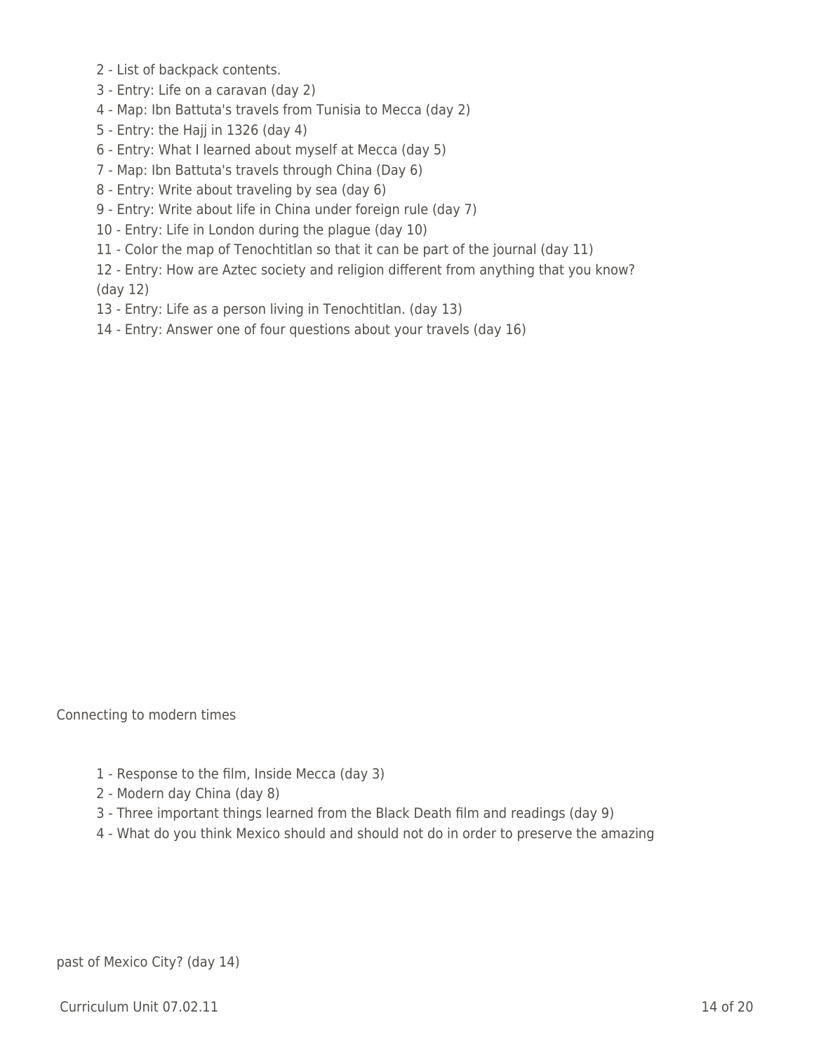2 - List of backpack contents.

3 - Entry: Life on a caravan (day 2)

4 - Map: Ibn Battuta's travels from Tunisia to Mecca (day 2)

5 - Entry: the Hajj in 1326 (day 4)

6 - Entry: What I learned about myself at Mecca (day 5)

7 - Map: Ibn Battuta's travels through China (Day 6)

8 - Entry: Write about traveling by sea (day 6)

9 - Entry: Write about life in China under foreign rule (day 7)

10 - Entry: Life in London during the plague (day 10)

11 - Color the map of Tenochtitlan so that it can be part of the journal (day 11)

12 - Entry: How are Aztec society and religion different from anything that you know? (day 12)

13 - Entry: Life as a person living in Tenochtitlan. (day 13)

14 - Entry: Answer one of four questions about your travels (day 16)

Connecting to modern times

1 - Response to the film, Inside Mecca (day 3)

2 - Modern day China (day 8)

3 - Three important things learned from the Black Death film and readings (day 9)

4 - What do you think Mexico should and should not do in order to preserve the amazing past of Mexico City? (day 14)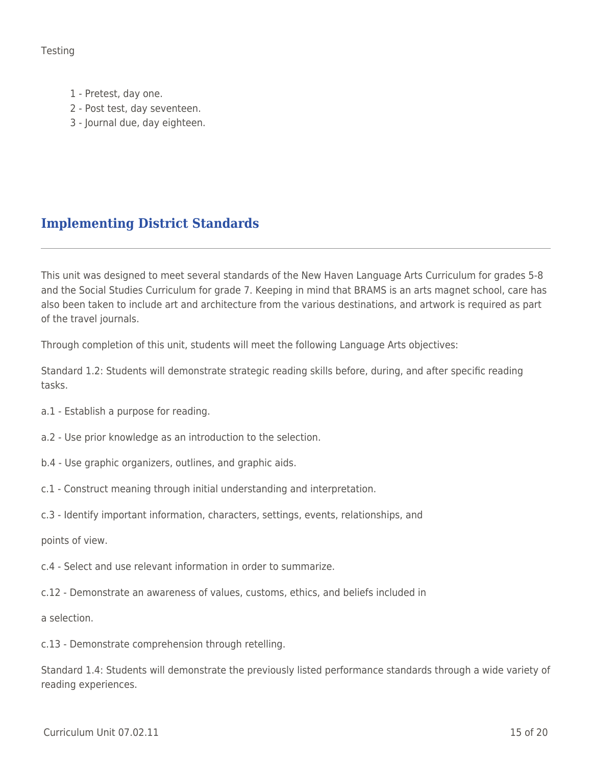Testing

1 - Pretest, day one.
2 - Post test, day seventeen.
3 - Journal due, day eighteen.

## Implementing District Standards

This unit was designed to meet several standards of the New Haven Language Arts Curriculum for grades 5-8 and the Social Studies Curriculum for grade 7. Keeping in mind that BRAMS is an arts magnet school, care has also been taken to include art and architecture from the various destinations, and artwork is required as part of the travel journals.

Through completion of this unit, students will meet the following Language Arts objectives:

Standard 1.2: Students will demonstrate strategic reading skills before, during, and after specific reading tasks.

a.1 - Establish a purpose for reading.

a.2 - Use prior knowledge as an introduction to the selection.

b.4 - Use graphic organizers, outlines, and graphic aids.

c.1 - Construct meaning through initial understanding and interpretation.

c.3 - Identify important information, characters, settings, events, relationships, and

points of view.

c.4 - Select and use relevant information in order to summarize.

c.12 - Demonstrate an awareness of values, customs, ethics, and beliefs included in

a selection.

c.13 - Demonstrate comprehension through retelling.

Standard 1.4: Students will demonstrate the previously listed performance standards through a wide variety of reading experiences.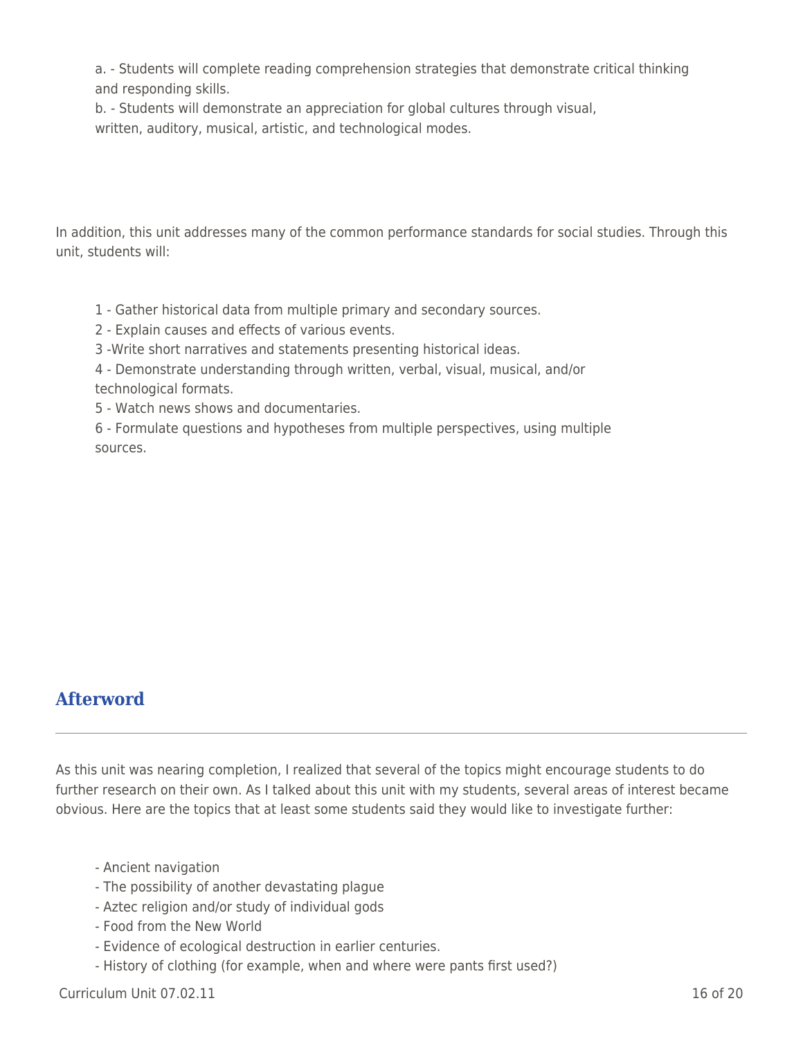a. - Students will complete reading comprehension strategies that demonstrate critical thinking and responding skills.
b. - Students will demonstrate an appreciation for global cultures through visual, written, auditory, musical, artistic, and technological modes.

In addition, this unit addresses many of the common performance standards for social studies. Through this unit, students will:

1 - Gather historical data from multiple primary and secondary sources.
2 - Explain causes and effects of various events.
3 -Write short narratives and statements presenting historical ideas.
4 - Demonstrate understanding through written, verbal, visual, musical, and/or technological formats.
5 - Watch news shows and documentaries.
6 - Formulate questions and hypotheses from multiple perspectives, using multiple sources.

## Afterword

As this unit was nearing completion, I realized that several of the topics might encourage students to do further research on their own. As I talked about this unit with my students, several areas of interest became obvious. Here are the topics that at least some students said they would like to investigate further:

- Ancient navigation
- The possibility of another devastating plague
- Aztec religion and/or study of individual gods
- Food from the New World
- Evidence of ecological destruction in earlier centuries.
- History of clothing (for example, when and where were pants first used?)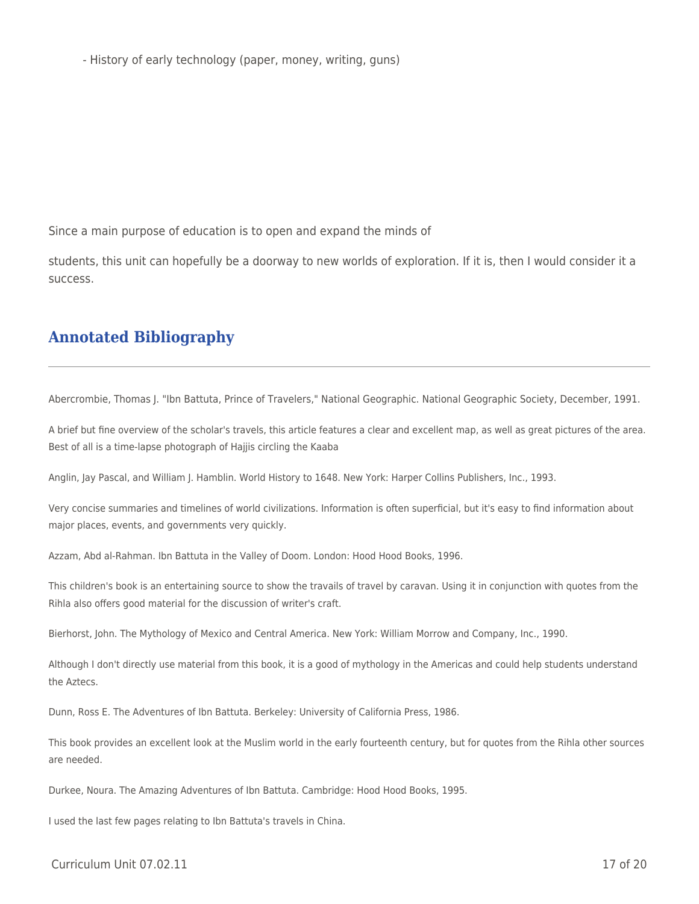- History of early technology (paper, money, writing, guns)

Since a main purpose of education is to open and expand the minds of students, this unit can hopefully be a doorway to new worlds of exploration. If it is, then I would consider it a success.

## Annotated Bibliography

Abercrombie, Thomas J. "Ibn Battuta, Prince of Travelers," National Geographic. National Geographic Society, December, 1991.

A brief but fine overview of the scholar's travels, this article features a clear and excellent map, as well as great pictures of the area. Best of all is a time-lapse photograph of Hajjis circling the Kaaba

Anglin, Jay Pascal, and William J. Hamblin. World History to 1648. New York: Harper Collins Publishers, Inc., 1993.

Very concise summaries and timelines of world civilizations. Information is often superficial, but it's easy to find information about major places, events, and governments very quickly.

Azzam, Abd al-Rahman. Ibn Battuta in the Valley of Doom. London: Hood Hood Books, 1996.

This children's book is an entertaining source to show the travails of travel by caravan. Using it in conjunction with quotes from the Rihla also offers good material for the discussion of writer's craft.

Bierhorst, John. The Mythology of Mexico and Central America. New York: William Morrow and Company, Inc., 1990.

Although I don't directly use material from this book, it is a good of mythology in the Americas and could help students understand the Aztecs.

Dunn, Ross E. The Adventures of Ibn Battuta. Berkeley: University of California Press, 1986.

This book provides an excellent look at the Muslim world in the early fourteenth century, but for quotes from the Rihla other sources are needed.

Durkee, Noura. The Amazing Adventures of Ibn Battuta. Cambridge: Hood Hood Books, 1995.

I used the last few pages relating to Ibn Battuta's travels in China.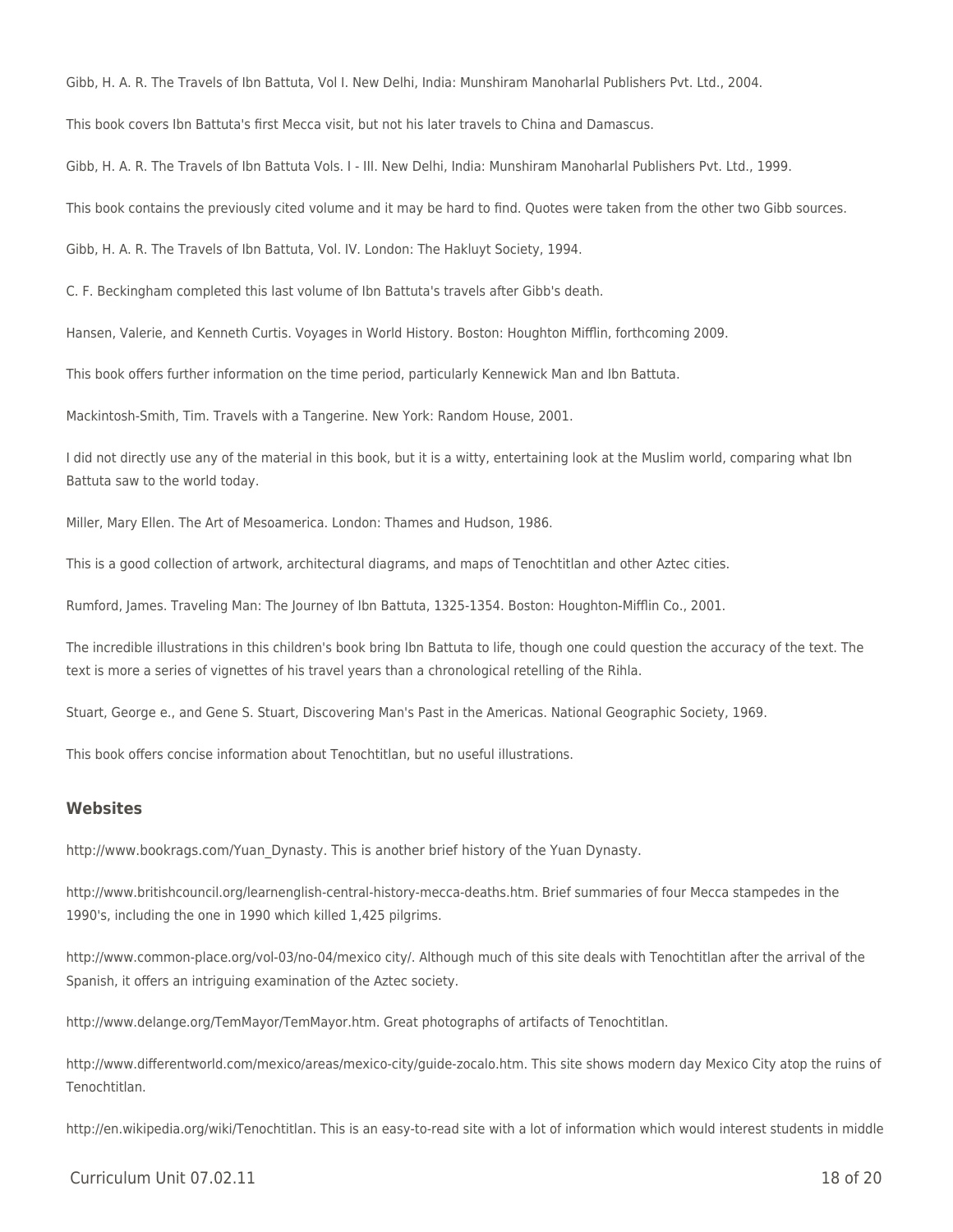Gibb, H. A. R. The Travels of Ibn Battuta, Vol I. New Delhi, India: Munshiram Manoharlal Publishers Pvt. Ltd., 2004.

This book covers Ibn Battuta's first Mecca visit, but not his later travels to China and Damascus.

Gibb, H. A. R. The Travels of Ibn Battuta Vols. I - III. New Delhi, India: Munshiram Manoharlal Publishers Pvt. Ltd., 1999.

This book contains the previously cited volume and it may be hard to find. Quotes were taken from the other two Gibb sources.

Gibb, H. A. R. The Travels of Ibn Battuta, Vol. IV. London: The Hakluyt Society, 1994.

C. F. Beckingham completed this last volume of Ibn Battuta's travels after Gibb's death.

Hansen, Valerie, and Kenneth Curtis. Voyages in World History. Boston: Houghton Mifflin, forthcoming 2009.

This book offers further information on the time period, particularly Kennewick Man and Ibn Battuta.

Mackintosh-Smith, Tim. Travels with a Tangerine. New York: Random House, 2001.

I did not directly use any of the material in this book, but it is a witty, entertaining look at the Muslim world, comparing what Ibn Battuta saw to the world today.

Miller, Mary Ellen. The Art of Mesoamerica. London: Thames and Hudson, 1986.

This is a good collection of artwork, architectural diagrams, and maps of Tenochtitlan and other Aztec cities.

Rumford, James. Traveling Man: The Journey of Ibn Battuta, 1325-1354. Boston: Houghton-Mifflin Co., 2001.

The incredible illustrations in this children's book bring Ibn Battuta to life, though one could question the accuracy of the text. The text is more a series of vignettes of his travel years than a chronological retelling of the Rihla.

Stuart, George e., and Gene S. Stuart, Discovering Man's Past in the Americas. National Geographic Society, 1969.

This book offers concise information about Tenochtitlan, but no useful illustrations.

### Websites

http://www.bookrags.com/Yuan_Dynasty. This is another brief history of the Yuan Dynasty.

http://www.britishcouncil.org/learnenglish-central-history-mecca-deaths.htm. Brief summaries of four Mecca stampedes in the 1990's, including the one in 1990 which killed 1,425 pilgrims.

http://www.common-place.org/vol-03/no-04/mexico city/. Although much of this site deals with Tenochtitlan after the arrival of the Spanish, it offers an intriguing examination of the Aztec society.

http://www.delange.org/TemMayor/TemMayor.htm. Great photographs of artifacts of Tenochtitlan.

http://www.differentworld.com/mexico/areas/mexico-city/guide-zocalo.htm. This site shows modern day Mexico City atop the ruins of Tenochtitlan.

http://en.wikipedia.org/wiki/Tenochtitlan. This is an easy-to-read site with a lot of information which would interest students in middle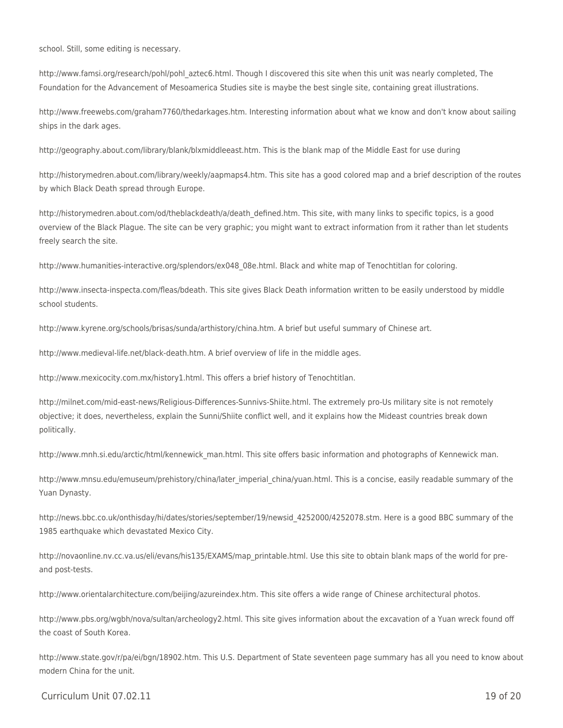school. Still, some editing is necessary.

http://www.famsi.org/research/pohl/pohl_aztec6.html. Though I discovered this site when this unit was nearly completed, The Foundation for the Advancement of Mesoamerica Studies site is maybe the best single site, containing great illustrations.

http://www.freewebs.com/graham7760/thedarkages.htm. Interesting information about what we know and don't know about sailing ships in the dark ages.

http://geography.about.com/library/blank/blxmiddleeast.htm. This is the blank map of the Middle East for use during

http://historymedren.about.com/library/weekly/aapmaps4.htm. This site has a good colored map and a brief description of the routes by which Black Death spread through Europe.

http://historymedren.about.com/od/theblackdeath/a/death_defined.htm. This site, with many links to specific topics, is a good overview of the Black Plague. The site can be very graphic; you might want to extract information from it rather than let students freely search the site.

http://www.humanities-interactive.org/splendors/ex048_08e.html. Black and white map of Tenochtitlan for coloring.

http://www.insecta-inspecta.com/fleas/bdeath. This site gives Black Death information written to be easily understood by middle school students.

http://www.kyrene.org/schools/brisas/sunda/arthistory/china.htm. A brief but useful summary of Chinese art.

http://www.medieval-life.net/black-death.htm. A brief overview of life in the middle ages.

http://www.mexicocity.com.mx/history1.html. This offers a brief history of Tenochtitlan.

http://milnet.com/mid-east-news/Religious-Differences-Sunnivs-Shiite.html. The extremely pro-Us military site is not remotely objective; it does, nevertheless, explain the Sunni/Shiite conflict well, and it explains how the Mideast countries break down politically.

http://www.mnh.si.edu/arctic/html/kennewick_man.html. This site offers basic information and photographs of Kennewick man.

http://www.mnsu.edu/emuseum/prehistory/china/later_imperial_china/yuan.html. This is a concise, easily readable summary of the Yuan Dynasty.

http://news.bbc.co.uk/onthisday/hi/dates/stories/september/19/newsid_4252000/4252078.stm. Here is a good BBC summary of the 1985 earthquake which devastated Mexico City.

http://novaonline.nv.cc.va.us/eli/evans/his135/EXAMS/map_printable.html. Use this site to obtain blank maps of the world for pre- and post-tests.

http://www.orientalarchitecture.com/beijing/azureindex.htm. This site offers a wide range of Chinese architectural photos.

http://www.pbs.org/wgbh/nova/sultan/archeology2.html. This site gives information about the excavation of a Yuan wreck found off the coast of South Korea.

http://www.state.gov/r/pa/ei/bgn/18902.htm. This U.S. Department of State seventeen page summary has all you need to know about modern China for the unit.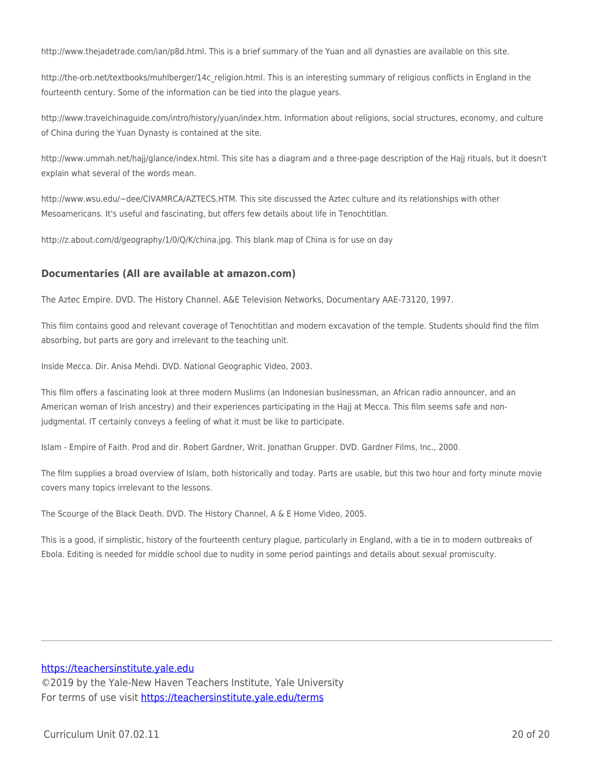http://www.thejadetrade.com/ian/p8d.html. This is a brief summary of the Yuan and all dynasties are available on this site.

http://the-orb.net/textbooks/muhlberger/14c_religion.html. This is an interesting summary of religious conflicts in England in the fourteenth century. Some of the information can be tied into the plague years.

http://www.travelchinaguide.com/intro/history/yuan/index.htm. Information about religions, social structures, economy, and culture of China during the Yuan Dynasty is contained at the site.

http://www.ummah.net/hajj/glance/index.html. This site has a diagram and a three-page description of the Hajj rituals, but it doesn't explain what several of the words mean.

http://www.wsu.edu/~dee/CIVAMRCA/AZTECS.HTM. This site discussed the Aztec culture and its relationships with other Mesoamericans. It's useful and fascinating, but offers few details about life in Tenochtitlan.

http://z.about.com/d/geography/1/0/Q/K/china.jpg. This blank map of China is for use on day

### Documentaries (All are available at amazon.com)

The Aztec Empire. DVD. The History Channel. A&E Television Networks, Documentary AAE-73120, 1997.

This film contains good and relevant coverage of Tenochtitlan and modern excavation of the temple. Students should find the film absorbing, but parts are gory and irrelevant to the teaching unit.

Inside Mecca. Dir. Anisa Mehdi. DVD. National Geographic Video, 2003.

This film offers a fascinating look at three modern Muslims (an Indonesian businessman, an African radio announcer, and an American woman of Irish ancestry) and their experiences participating in the Hajj at Mecca. This film seems safe and non-judgmental. IT certainly conveys a feeling of what it must be like to participate.

Islam - Empire of Faith. Prod and dir. Robert Gardner, Writ. Jonathan Grupper. DVD. Gardner Films, Inc., 2000.

The film supplies a broad overview of Islam, both historically and today. Parts are usable, but this two hour and forty minute movie covers many topics irrelevant to the lessons.

The Scourge of the Black Death. DVD. The History Channel, A & E Home Video, 2005.

This is a good, if simplistic, history of the fourteenth century plague, particularly in England, with a tie in to modern outbreaks of Ebola. Editing is needed for middle school due to nudity in some period paintings and details about sexual promiscuity.

---

https://teachersinstitute.yale.edu
©2019 by the Yale-New Haven Teachers Institute, Yale University
For terms of use visit https://teachersinstitute.yale.edu/terms